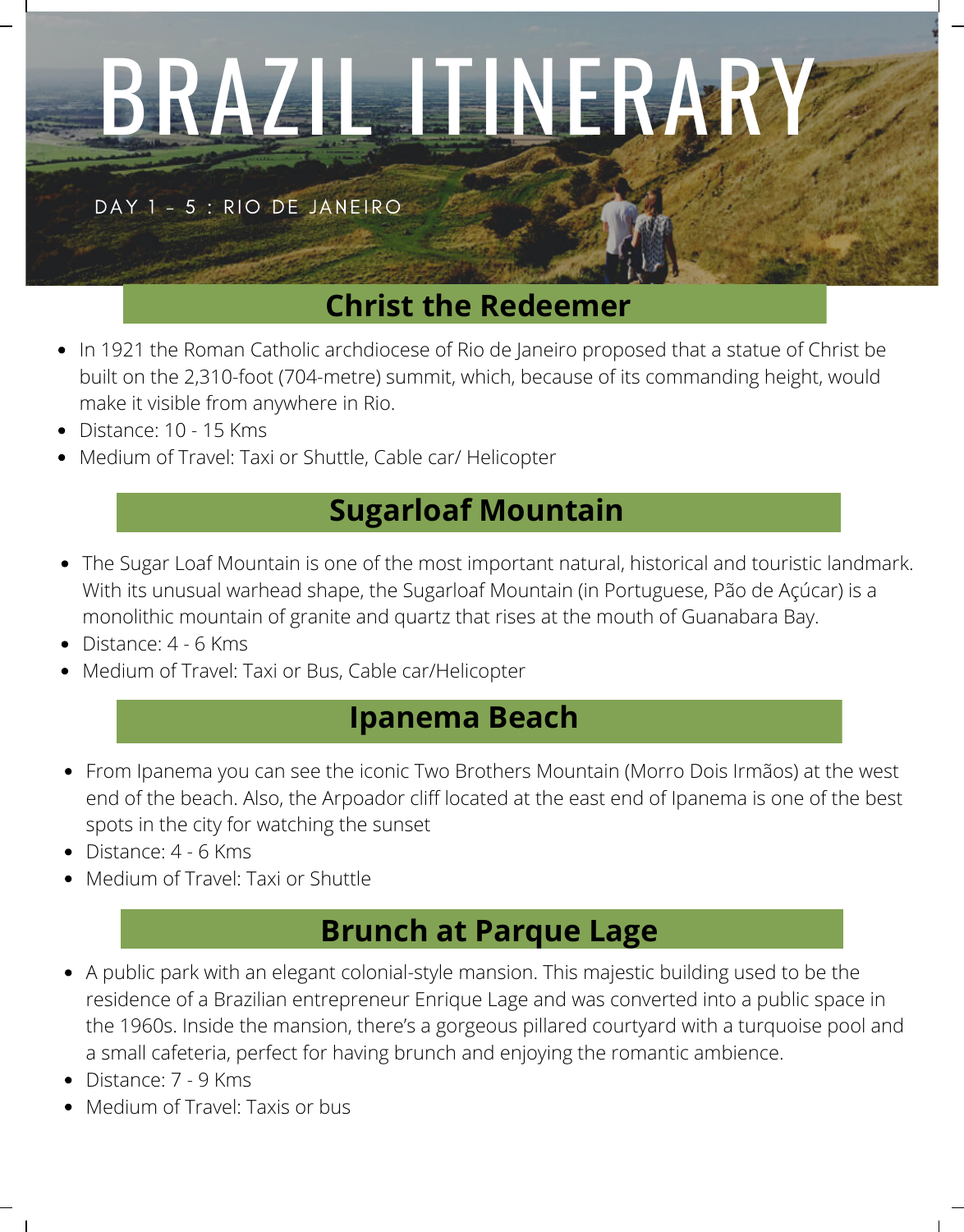# BRAZIL ITINERARY

DAY 1 – 5 : RIO DE JANEIRO

## Christ the Redeemer

- In 1921 the Roman Catholic archdiocese of Rio de Janeiro proposed that a statue of Christ be built on the 2,310-foot (704-metre) summit, which, because of its commanding height, would make it visible from anywhere in Rio.
- Distance: 10 - 15 Kms
- Medium of Travel: Taxi or Shuttle, Cable car/ Helicopter

## Sugarloaf Mountain

- The Sugar Loaf Mountain is one of the most important natural, historical and touristic landmark. With its unusual warhead shape, the Sugarloaf Mountain (in Portuguese, Pão de Açúcar) is a monolithic mountain of granite and quartz that rises at the mouth of Guanabara Bay.
- Distance: 4 - 6 Kms
- Medium of Travel: Taxi or Bus, Cable car/Helicopter

## Ipanema Beach

- From Ipanema you can see the iconic Two Brothers Mountain (Morro Dois Irmãos) at the west end of the beach. Also, the Arpoador cliff located at the east end of Ipanema is one of the best spots in the city for watching the sunset
- Distance: 4 - 6 Kms
- Medium of Travel: Taxi or Shuttle

## Brunch at Parque Lage

- A public park with an elegant colonial-style mansion. This majestic building used to be the residence of a Brazilian entrepreneur Enrique Lage and was converted into a public space in the 1960s. Inside the mansion, there's a gorgeous pillared courtyard with a turquoise pool and a small cafeteria, perfect for having brunch and enjoying the romantic ambience.
- Distance: 7 - 9 Kms
- Medium of Travel: Taxis or bus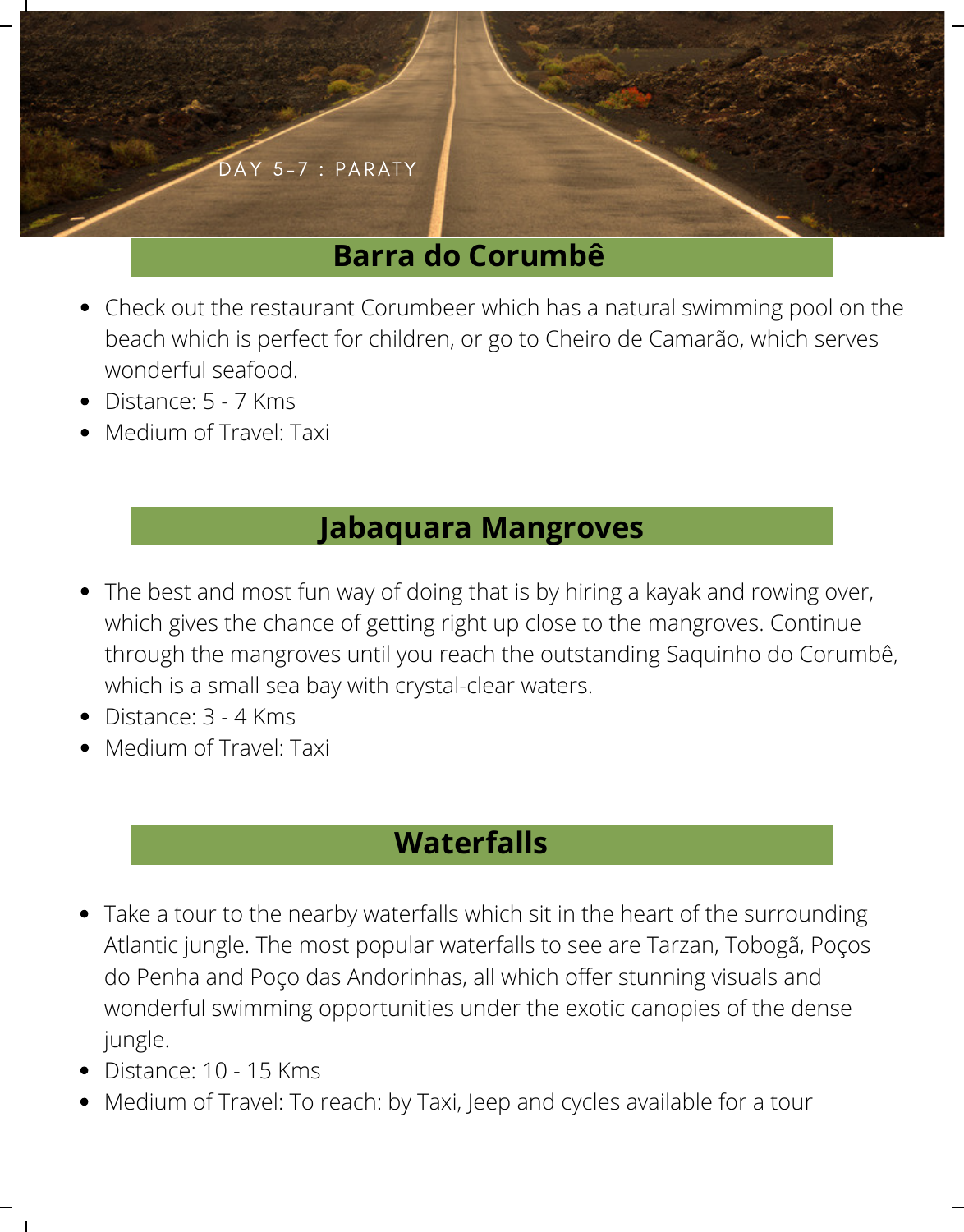DAY 5-7 : PARATY

## Barra do Corumbê

- Check out the restaurant Corumbeer which has a natural swimming pool on the beach which is perfect for children, or go to Cheiro de Camarão, which serves wonderful seafood.
- Distance: 5 - 7 Kms
- Medium of Travel: Taxi

## Jabaquara Mangroves

- The best and most fun way of doing that is by hiring a kayak and rowing over, which gives the chance of getting right up close to the mangroves. Continue through the mangroves until you reach the outstanding Saquinho do Corumbê, which is a small sea bay with crystal-clear waters.
- Distance: 3 - 4 Kms
- Medium of Travel: Taxi

## Waterfalls

- Take a tour to the nearby waterfalls which sit in the heart of the surrounding Atlantic jungle. The most popular waterfalls to see are Tarzan, Tobogã, Poços do Penha and Poço das Andorinhas, all which offer stunning visuals and wonderful swimming opportunities under the exotic canopies of the dense jungle.
- Distance: 10 - 15 Kms
- Medium of Travel: To reach: by Taxi, Jeep and cycles available for a tour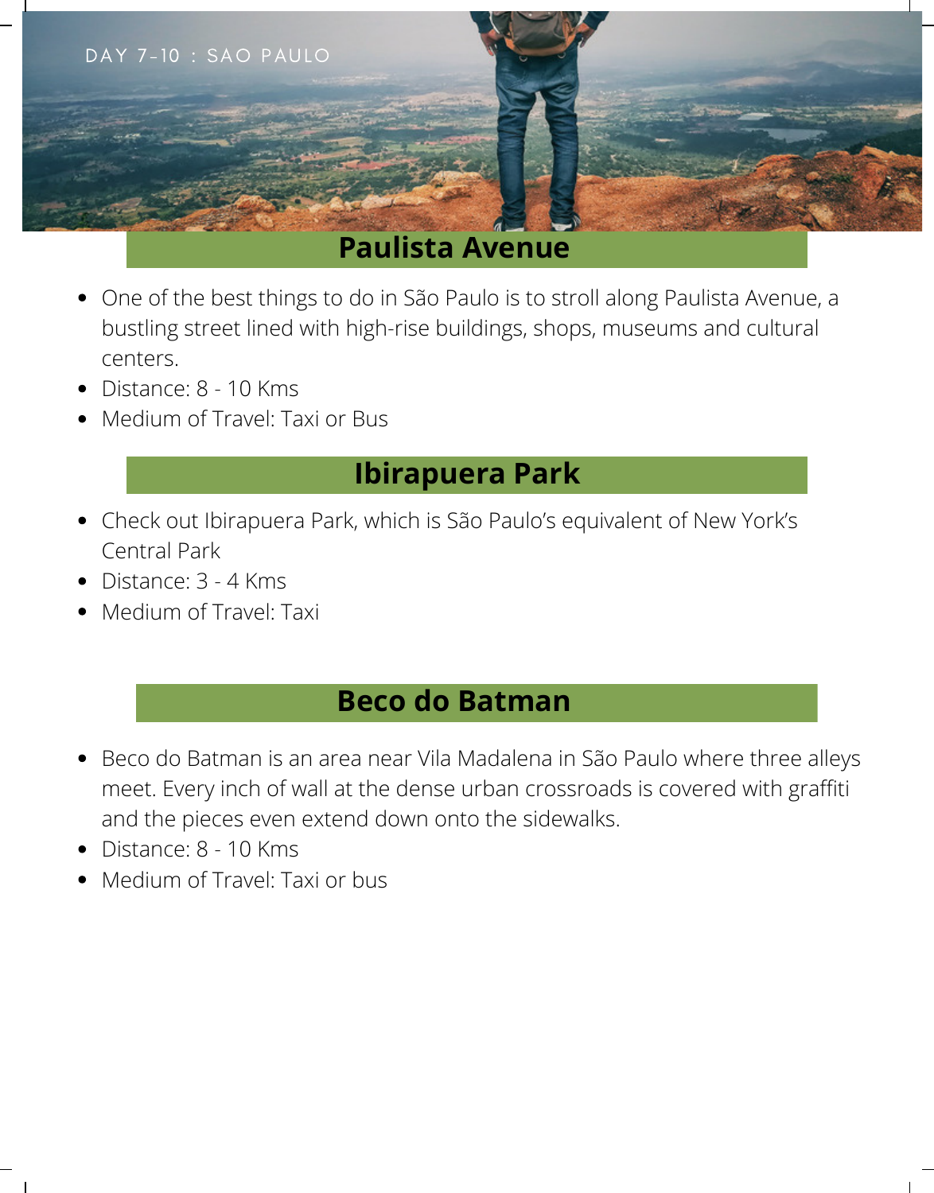DAY 7-10 : SAO PAULO

## Paulista Avenue

- One of the best things to do in São Paulo is to stroll along Paulista Avenue, a bustling street lined with high-rise buildings, shops, museums and cultural centers.
- Distance: 8 - 10 Kms
- Medium of Travel: Taxi or Bus

## Ibirapuera Park

- Check out Ibirapuera Park, which is São Paulo's equivalent of New York's Central Park
- Distance: 3 - 4 Kms
- Medium of Travel: Taxi

## Beco do Batman

- Beco do Batman is an area near Vila Madalena in São Paulo where three alleys meet. Every inch of wall at the dense urban crossroads is covered with graffiti and the pieces even extend down onto the sidewalks.
- Distance: 8 - 10 Kms
- Medium of Travel: Taxi or bus